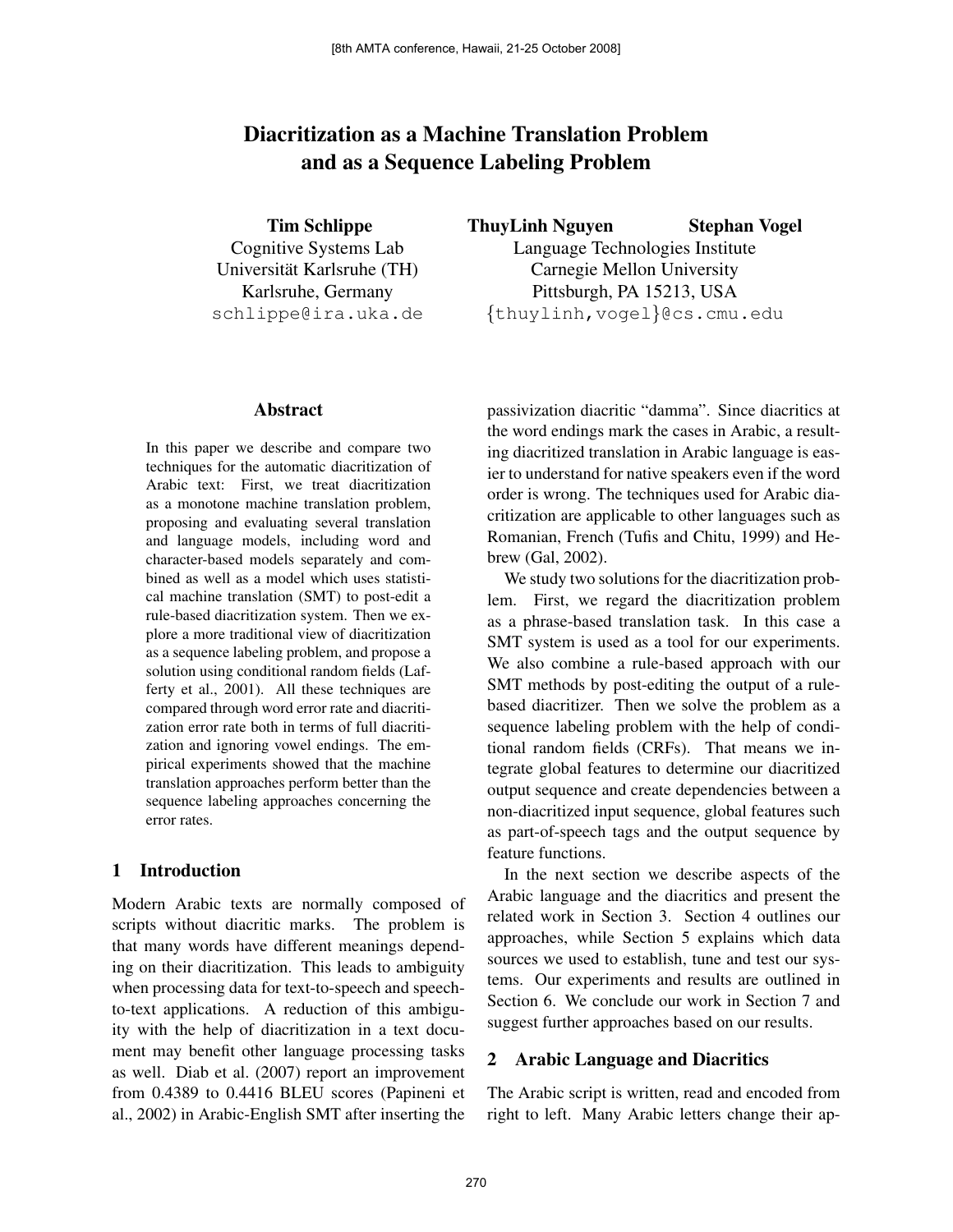# Diacritization as a Machine Translation Problem and as a Sequence Labeling Problem

**Tim Schlippe**
Cognitive Systems Lab
Universität Karlsruhe (TH)
Karlsruhe, Germany
schlippe@ira.uka.de

**ThuyLinh Nguyen** **Stephan Vogel**
Language Technologies Institute
Carnegie Mellon University
Pittsburgh, PA 15213, USA
{thuylinh,vogel}@cs.cmu.edu

## Abstract

In this paper we describe and compare two techniques for the automatic diacritization of Arabic text: First, we treat diacritization as a monotone machine translation problem, proposing and evaluating several translation and language models, including word and character-based models separately and combined as well as a model which uses statistical machine translation (SMT) to post-edit a rule-based diacritization system. Then we explore a more traditional view of diacritization as a sequence labeling problem, and propose a solution using conditional random fields (Lafferty et al., 2001). All these techniques are compared through word error rate and diacritization error rate both in terms of full diacritization and ignoring vowel endings. The empirical experiments showed that the machine translation approaches perform better than the sequence labeling approaches concerning the error rates.

## 1 Introduction

Modern Arabic texts are normally composed of scripts without diacritic marks. The problem is that many words have different meanings depending on their diacritization. This leads to ambiguity when processing data for text-to-speech and speech-to-text applications. A reduction of this ambiguity with the help of diacritization in a text document may benefit other language processing tasks as well. Diab et al. (2007) report an improvement from 0.4389 to 0.4416 BLEU scores (Papineni et al., 2002) in Arabic-English SMT after inserting the passivization diacritic "damma". Since diacritics at the word endings mark the cases in Arabic, a resulting diacritized translation in Arabic language is easier to understand for native speakers even if the word order is wrong. The techniques used for Arabic diacritization are applicable to other languages such as Romanian, French (Tufis and Chitu, 1999) and Hebrew (Gal, 2002).

We study two solutions for the diacritization problem. First, we regard the diacritization problem as a phrase-based translation task. In this case a SMT system is used as a tool for our experiments. We also combine a rule-based approach with our SMT methods by post-editing the output of a rule-based diacritizer. Then we solve the problem as a sequence labeling problem with the help of conditional random fields (CRFs). That means we integrate global features to determine our diacritized output sequence and create dependencies between a non-diacritized input sequence, global features such as part-of-speech tags and the output sequence by feature functions.

In the next section we describe aspects of the Arabic language and the diacritics and present the related work in Section 3. Section 4 outlines our approaches, while Section 5 explains which data sources we used to establish, tune and test our systems. Our experiments and results are outlined in Section 6. We conclude our work in Section 7 and suggest further approaches based on our results.

## 2 Arabic Language and Diacritics

The Arabic script is written, read and encoded from right to left. Many Arabic letters change their ap-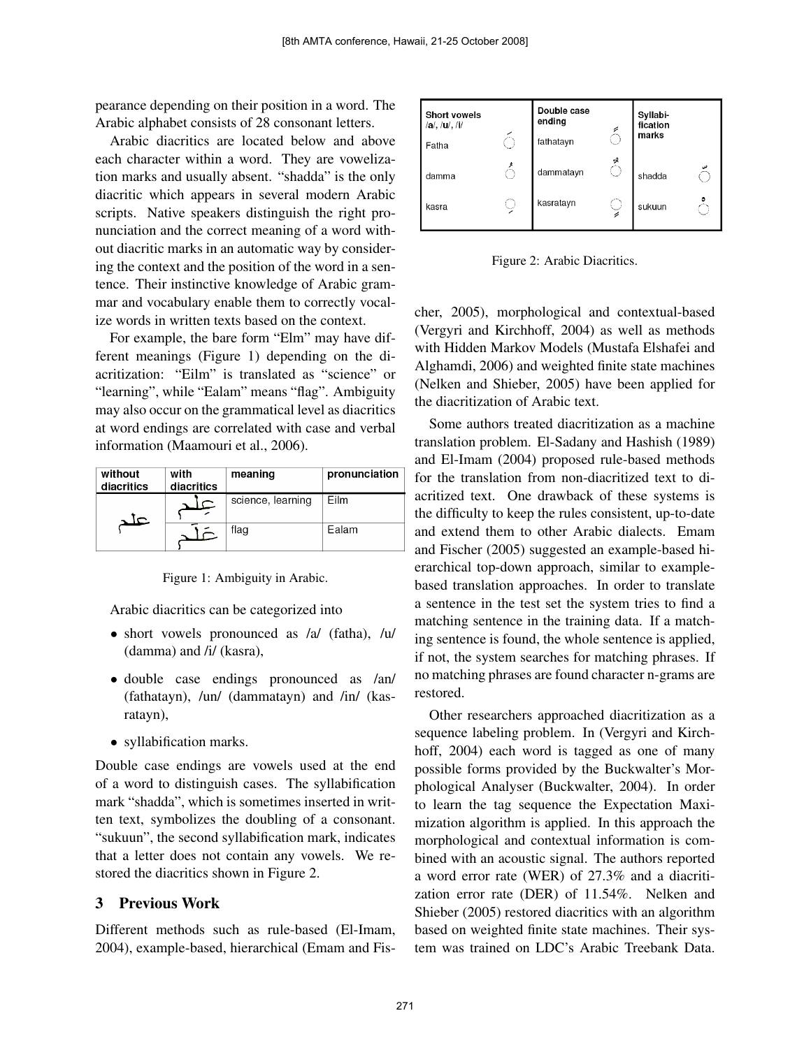pearance depending on their position in a word. The Arabic alphabet consists of 28 consonant letters.

Arabic diacritics are located below and above each character within a word. They are vowelization marks and usually absent. "shadda" is the only diacritic which appears in several modern Arabic scripts. Native speakers distinguish the right pronunciation and the correct meaning of a word without diacritic marks in an automatic way by considering the context and the position of the word in a sentence. Their instinctive knowledge of Arabic grammar and vocabulary enable them to correctly vocalize words in written texts based on the context.

For example, the bare form "Elm" may have different meanings (Figure 1) depending on the diacritization: "Eilm" is translated as "science" or "learning", while "Ealam" means "flag". Ambiguity may also occur on the grammatical level as diacritics at word endings are correlated with case and verbal information (Maamouri et al., 2006).

| without diacritics | with diacritics | meaning | pronunciation |
|---|---|---|---|
| علم | عِلْم | science, learning | Eilm |
| | عَلَم | flag | Ealam |

Figure 1: Ambiguity in Arabic.

Arabic diacritics can be categorized into

- short vowels pronounced as /a/ (fatha), /u/ (damma) and /i/ (kasra),
- double case endings pronounced as /an/ (fathatayn), /un/ (dammatayn) and /in/ (kasratayn),
- syllabification marks.

Double case endings are vowels used at the end of a word to distinguish cases. The syllabification mark "shadda", which is sometimes inserted in written text, symbolizes the doubling of a consonant. "sukuun", the second syllabification mark, indicates that a letter does not contain any vowels. We restored the diacritics shown in Figure 2.

| Short vowels /a/, /u/, /i/ | | Double case ending | | Syllabification marks | |
|---|---|---|---|---|---|
| Fatha | ◌َ | fathatayn | ◌ً | | |
| damma | ◌ُ | dammatayn | ◌ٌ | shadda | ◌ّ |
| kasra | ◌ِ | kasratayn | ◌ٍ | sukuun | ◌ْ |

Figure 2: Arabic Diacritics.

## 3 Previous Work

Different methods such as rule-based (El-Imam, 2004), example-based, hierarchical (Emam and Fischer, 2005), morphological and contextual-based (Vergyri and Kirchhoff, 2004) as well as methods with Hidden Markov Models (Mustafa Elshafei and Alghamdi, 2006) and weighted finite state machines (Nelken and Shieber, 2005) have been applied for the diacritization of Arabic text.

Some authors treated diacritization as a machine translation problem. El-Sadany and Hashish (1989) and El-Imam (2004) proposed rule-based methods for the translation from non-diacritized text to diacritized text. One drawback of these systems is the difficulty to keep the rules consistent, up-to-date and extend them to other Arabic dialects. Emam and Fischer (2005) suggested an example-based hierarchical top-down approach, similar to example-based translation approaches. In order to translate a sentence in the test set the system tries to find a matching sentence in the training data. If a matching sentence is found, the whole sentence is applied, if not, the system searches for matching phrases. If no matching phrases are found character n-grams are restored.

Other researchers approached diacritization as a sequence labeling problem. In (Vergyri and Kirchhoff, 2004) each word is tagged as one of many possible forms provided by the Buckwalter's Morphological Analyser (Buckwalter, 2004). In order to learn the tag sequence the Expectation Maximization algorithm is applied. In this approach the morphological and contextual information is combined with an acoustic signal. The authors reported a word error rate (WER) of 27.3% and a diacritization error rate (DER) of 11.54%. Nelken and Shieber (2005) restored diacritics with an algorithm based on weighted finite state machines. Their system was trained on LDC's Arabic Treebank Data.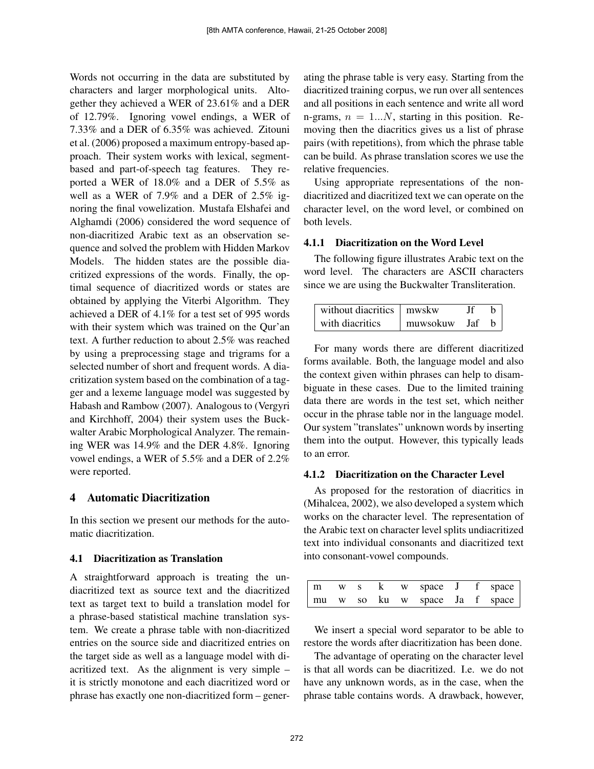Words not occurring in the data are substituted by characters and larger morphological units. Altogether they achieved a WER of 23.61% and a DER of 12.79%. Ignoring vowel endings, a WER of 7.33% and a DER of 6.35% was achieved. Zitouni et al. (2006) proposed a maximum entropy-based approach. Their system works with lexical, segment-based and part-of-speech tag features. They reported a WER of 18.0% and a DER of 5.5% as well as a WER of 7.9% and a DER of 2.5% ignoring the final vowelization. Mustafa Elshafei and Alghamdi (2006) considered the word sequence of non-diacritized Arabic text as an observation sequence and solved the problem with Hidden Markov Models. The hidden states are the possible diacritized expressions of the words. Finally, the optimal sequence of diacritized words or states are obtained by applying the Viterbi Algorithm. They achieved a DER of 4.1% for a test set of 995 words with their system which was trained on the Qur'an text. A further reduction to about 2.5% was reached by using a preprocessing stage and trigrams for a selected number of short and frequent words. A diacritization system based on the combination of a tagger and a lexeme language model was suggested by Habash and Rambow (2007). Analogous to (Vergyri and Kirchhoff, 2004) their system uses the Buckwalter Arabic Morphological Analyzer. The remaining WER was 14.9% and the DER 4.8%. Ignoring vowel endings, a WER of 5.5% and a DER of 2.2% were reported.

## 4 Automatic Diacritization

In this section we present our methods for the automatic diacritization.

### 4.1 Diacritization as Translation

A straightforward approach is treating the undiacritized text as source text and the diacritized text as target text to build a translation model for a phrase-based statistical machine translation system. We create a phrase table with non-diacritized entries on the source side and diacritized entries on the target side as well as a language model with diacritized text. As the alignment is very simple – it is strictly monotone and each diacritized word or phrase has exactly one non-diacritized form – generating the phrase table is very easy. Starting from the diacritized training corpus, we run over all sentences and all positions in each sentence and write all word n-grams, $n = 1...N$, starting in this position. Removing then the diacritics gives us a list of phrase pairs (with repetitions), from which the phrase table can be build. As phrase translation scores we use the relative frequencies.

Using appropriate representations of the non-diacritized and diacritized text we can operate on the character level, on the word level, or combined on both levels.

#### 4.1.1 Diacritization on the Word Level

The following figure illustrates Arabic text on the word level. The characters are ASCII characters since we are using the Buckwalter Transliteration.

| | | | |
|---|---|---|---|
| without diacritics | mwskw | Jf | b |
| with diacritics | muwsokuw | Jaf | b |

For many words there are different diacritized forms available. Both, the language model and also the context given within phrases can help to disambiguate in these cases. Due to the limited training data there are words in the test set, which neither occur in the phrase table nor in the language model. Our system "translates" unknown words by inserting them into the output. However, this typically leads to an error.

#### 4.1.2 Diacritization on the Character Level

As proposed for the restoration of diacritics in (Mihalcea, 2002), we also developed a system which works on the character level. The representation of the Arabic text on character level splits undiacritized text into individual consonants and diacritized text into consonant-vowel compounds.

| | | | | | | | | |
|---|---|---|---|---|---|---|---|---|
| m | w | s | k | w | space | J | f | space |
| mu | w | so | ku | w | space | Ja | f | space |

We insert a special word separator to be able to restore the words after diacritization has been done.

The advantage of operating on the character level is that all words can be diacritized. I.e. we do not have any unknown words, as in the case, when the phrase table contains words. A drawback, however,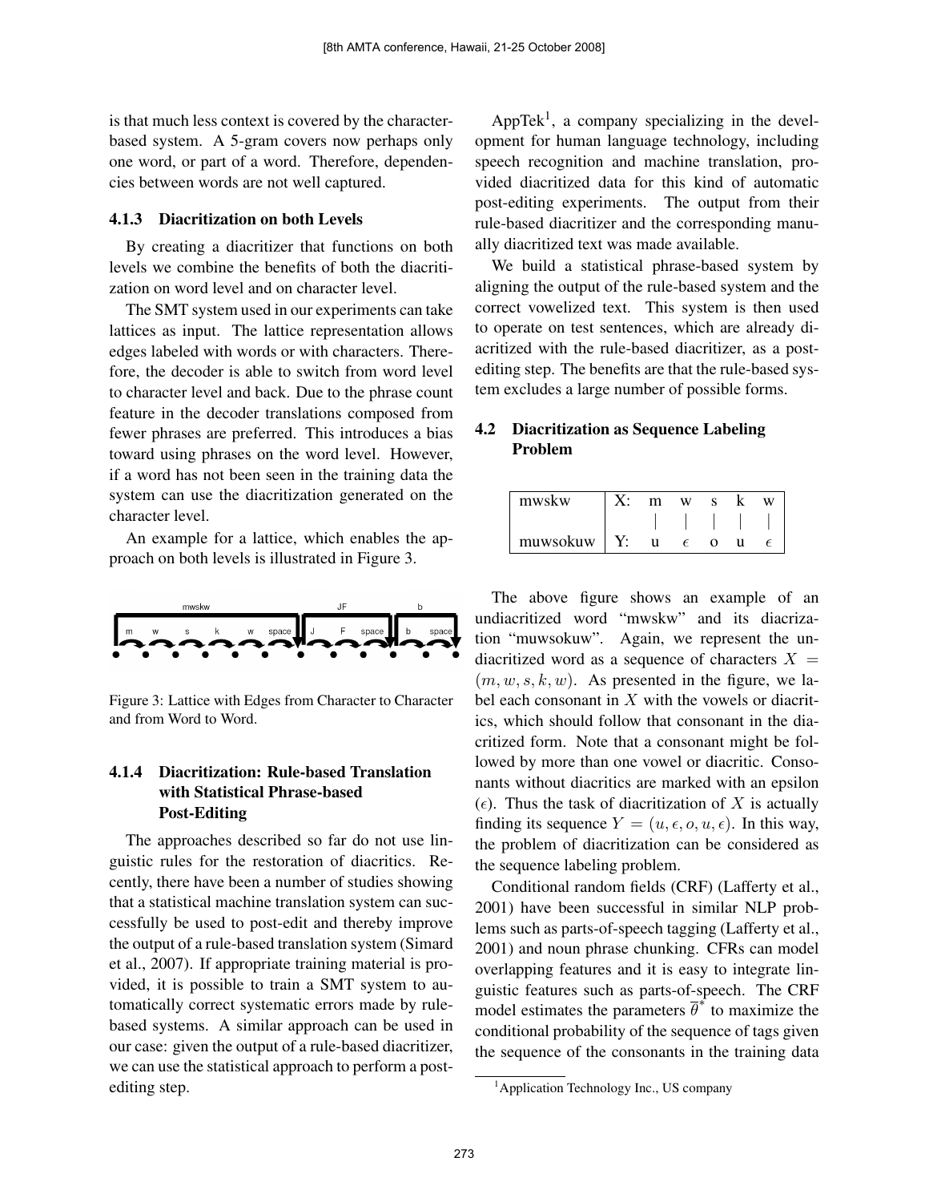is that much less context is covered by the character-based system. A 5-gram covers now perhaps only one word, or part of a word. Therefore, dependencies between words are not well captured.

#### 4.1.3 Diacritization on both Levels

By creating a diacritizer that functions on both levels we combine the benefits of both the diacritization on word level and on character level.

The SMT system used in our experiments can take lattices as input. The lattice representation allows edges labeled with words or with characters. Therefore, the decoder is able to switch from word level to character level and back. Due to the phrase count feature in the decoder translations composed from fewer phrases are preferred. This introduces a bias toward using phrases on the word level. However, if a word has not been seen in the training data the system can use the diacritization generated on the character level.

An example for a lattice, which enables the approach on both levels is illustrated in Figure 3.

Figure 3: Lattice with Edges from Character to Character and from Word to Word.

#### 4.1.4 Diacritization: Rule-based Translation with Statistical Phrase-based Post-Editing

The approaches described so far do not use linguistic rules for the restoration of diacritics. Recently, there have been a number of studies showing that a statistical machine translation system can successfully be used to post-edit and thereby improve the output of a rule-based translation system (Simard et al., 2007). If appropriate training material is provided, it is possible to train a SMT system to automatically correct systematic errors made by rule-based systems. A similar approach can be used in our case: given the output of a rule-based diacritizer, we can use the statistical approach to perform a post-editing step.

AppTek[1], a company specializing in the development for human language technology, including speech recognition and machine translation, provided diacritized data for this kind of automatic post-editing experiments. The output from their rule-based diacritizer and the corresponding manually diacritized text was made available.

We build a statistical phrase-based system by aligning the output of the rule-based system and the correct vowelized text. This system is then used to operate on test sentences, which are already diacritized with the rule-based diacritizer, as a post-editing step. The benefits are that the rule-based system excludes a large number of possible forms.

### 4.2 Diacritization as Sequence Labeling Problem

| mwskw | X: | m | w | s | k | w |
|---|---|---|---|---|---|---|
| | | \| | \| | \| | \| | \| |
| muwsokuw | Y: | u | $\epsilon$ | o | u | $\epsilon$ |

The above figure shows an example of an undiacritized word "mwskw" and its diacrization "muwsokuw". Again, we represent the undiacritized word as a sequence of characters $X = (m, w, s, k, w)$. As presented in the figure, we label each consonant in $X$ with the vowels or diacritics, which should follow that consonant in the diacritized form. Note that a consonant might be followed by more than one vowel or diacritic. Consonants without diacritics are marked with an epsilon ($\epsilon$). Thus the task of diacritization of $X$ is actually finding its sequence $Y = (u, \epsilon, o, u, \epsilon)$. In this way, the problem of diacritization can be considered as the sequence labeling problem.

Conditional random fields (CRF) (Lafferty et al., 2001) have been successful in similar NLP problems such as parts-of-speech tagging (Lafferty et al., 2001) and noun phrase chunking. CFRs can model overlapping features and it is easy to integrate linguistic features such as parts-of-speech. The CRF model estimates the parameters $\overline{\theta}^*$ to maximize the conditional probability of the sequence of tags given the sequence of the consonants in the training data

[1] Application Technology Inc., US company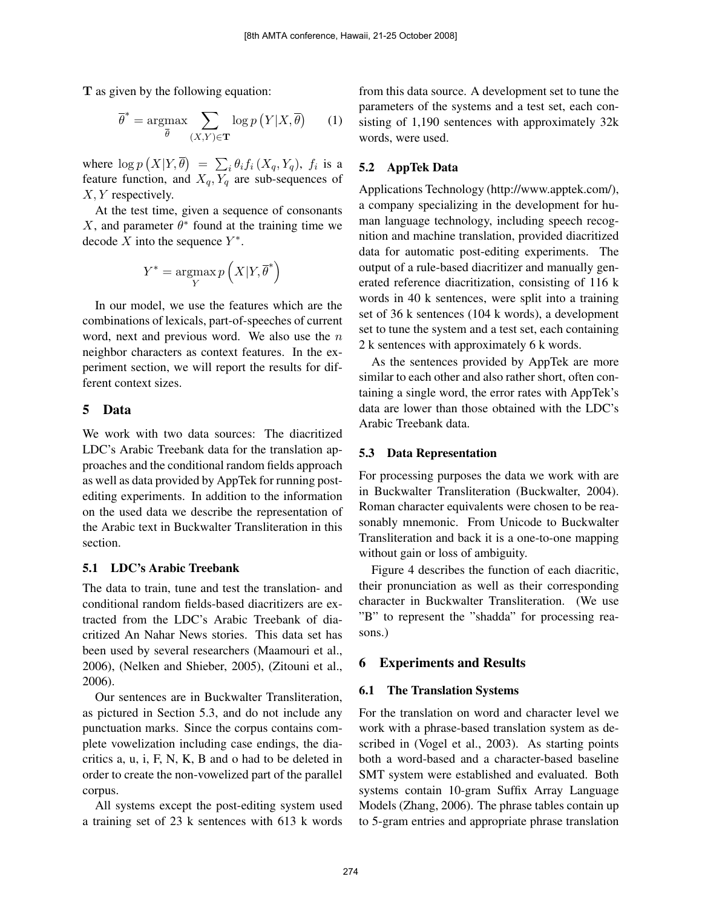**T** as given by the following equation:

$$\overline{\theta}^* = \underset{\overline{\theta}}{\operatorname{argmax}} \sum_{(X,Y)\in\mathbf{T}} \log p\left(Y|X,\overline{\theta}\right) \qquad (1)$$

where $\log p\left(X|Y,\overline{\theta}\right) = \sum_i \theta_i f_i\left(X_q, Y_q\right)$, $f_i$ is a feature function, and $X_q, Y_q$ are sub-sequences of $X, Y$ respectively.

At the test time, given a sequence of consonants $X$, and parameter $\theta^*$ found at the training time we decode $X$ into the sequence $Y^*$.

$$Y^* = \underset{Y}{\operatorname{argmax}}\, p\left(X|Y,\overline{\theta}^*\right)$$

In our model, we use the features which are the combinations of lexicals, part-of-speeches of current word, next and previous word. We also use the $n$ neighbor characters as context features. In the experiment section, we will report the results for different context sizes.

## 5 Data

We work with two data sources: The diacritized LDC's Arabic Treebank data for the translation approaches and the conditional random fields approach as well as data provided by AppTek for running post-editing experiments. In addition to the information on the used data we describe the representation of the Arabic text in Buckwalter Transliteration in this section.

### 5.1 LDC's Arabic Treebank

The data to train, tune and test the translation- and conditional random fields-based diacritizers are extracted from the LDC's Arabic Treebank of diacritized An Nahar News stories. This data set has been used by several researchers (Maamouri et al., 2006), (Nelken and Shieber, 2005), (Zitouni et al., 2006).

Our sentences are in Buckwalter Transliteration, as pictured in Section 5.3, and do not include any punctuation marks. Since the corpus contains complete vowelization including case endings, the diacritics a, u, i, F, N, K, B and o had to be deleted in order to create the non-vowelized part of the parallel corpus.

All systems except the post-editing system used a training set of 23 k sentences with 613 k words from this data source. A development set to tune the parameters of the systems and a test set, each consisting of 1,190 sentences with approximately 32k words, were used.

### 5.2 AppTek Data

Applications Technology (http://www.apptek.com/), a company specializing in the development for human language technology, including speech recognition and machine translation, provided diacritized data for automatic post-editing experiments. The output of a rule-based diacritizer and manually generated reference diacritization, consisting of 116 k words in 40 k sentences, were split into a training set of 36 k sentences (104 k words), a development set to tune the system and a test set, each containing 2 k sentences with approximately 6 k words.

As the sentences provided by AppTek are more similar to each other and also rather short, often containing a single word, the error rates with AppTek's data are lower than those obtained with the LDC's Arabic Treebank data.

### 5.3 Data Representation

For processing purposes the data we work with are in Buckwalter Transliteration (Buckwalter, 2004). Roman character equivalents were chosen to be reasonably mnemonic. From Unicode to Buckwalter Transliteration and back it is a one-to-one mapping without gain or loss of ambiguity.

Figure 4 describes the function of each diacritic, their pronunciation as well as their corresponding character in Buckwalter Transliteration. (We use "B" to represent the "shadda" for processing reasons.)

## 6 Experiments and Results

### 6.1 The Translation Systems

For the translation on word and character level we work with a phrase-based translation system as described in (Vogel et al., 2003). As starting points both a word-based and a character-based baseline SMT system were established and evaluated. Both systems contain 10-gram Suffix Array Language Models (Zhang, 2006). The phrase tables contain up to 5-gram entries and appropriate phrase translation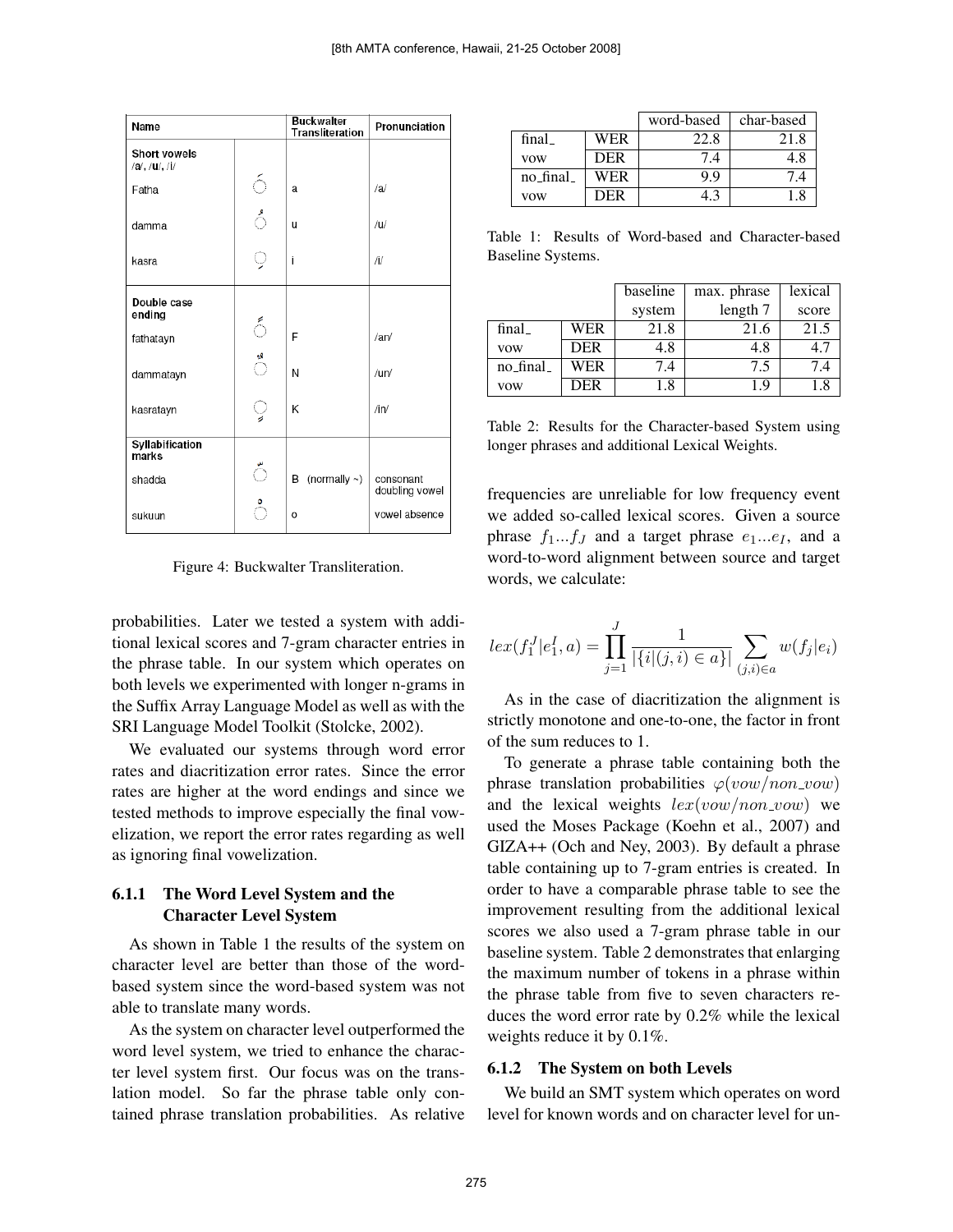| Name | | Buckwalter Transliteration | Pronunciation |
|---|---|---|---|
| **Short vowels** /a/, /u/, /i/ | | | |
| Fatha | َ | a | /a/ |
| damma | ُ | u | /u/ |
| kasra | ِ | i | /i/ |
| **Double case ending** | | | |
| fathatayn | ً | F | /an/ |
| dammatayn | ٌ | N | /un/ |
| kasratayn | ٍ | K | /in/ |
| **Syllabification marks** | | | |
| shadda | ّ | B (normally ~) | consonant doubling vowel |
| sukuun | ْ | o | vowel absence |

Figure 4: Buckwalter Transliteration.

probabilities. Later we tested a system with additional lexical scores and 7-gram character entries in the phrase table. In our system which operates on both levels we experimented with longer n-grams in the Suffix Array Language Model as well as with the SRI Language Model Toolkit (Stolcke, 2002).

We evaluated our systems through word error rates and diacritization error rates. Since the error rates are higher at the word endings and since we tested methods to improve especially the final vowelization, we report the error rates regarding as well as ignoring final vowelization.

### 6.1.1 The Word Level System and the Character Level System

As shown in Table 1 the results of the system on character level are better than those of the word-based system since the word-based system was not able to translate many words.

As the system on character level outperformed the word level system, we tried to enhance the character level system first. Our focus was on the translation model. So far the phrase table only contained phrase translation probabilities. As relative frequencies are unreliable for low frequency event we added so-called lexical scores. Given a source phrase $f_1...f_J$ and a target phrase $e_1...e_I$, and a word-to-word alignment between source and target words, we calculate:

$$lex(f_1^J|e_1^I, a) = \prod_{j=1}^{J} \frac{1}{|\{i|(j,i) \in a\}|} \sum_{(j,i) \in a} w(f_j|e_i)$$

As in the case of diacritization the alignment is strictly monotone and one-to-one, the factor in front of the sum reduces to 1.

To generate a phrase table containing both the phrase translation probabilities $\varphi(vow/non\_vow)$ and the lexical weights $lex(vow/non\_vow)$ we used the Moses Package (Koehn et al., 2007) and GIZA++ (Och and Ney, 2003). By default a phrase table containing up to 7-gram entries is created. In order to have a comparable phrase table to see the improvement resulting from the additional lexical scores we also used a 7-gram phrase table in our baseline system. Table 2 demonstrates that enlarging the maximum number of tokens in a phrase within the phrase table from five to seven characters reduces the word error rate by 0.2% while the lexical weights reduce it by 0.1%.

| | | word-based | char-based |
|---|---|---|---|
| final_ vow | WER | 22.8 | 21.8 |
| | DER | 7.4 | 4.8 |
| no_final_ vow | WER | 9.9 | 7.4 |
| | DER | 4.3 | 1.8 |

Table 1: Results of Word-based and Character-based Baseline Systems.

| | | baseline system | max. phrase length 7 | lexical score |
|---|---|---|---|---|
| final_ vow | WER | 21.8 | 21.6 | 21.5 |
| | DER | 4.8 | 4.8 | 4.7 |
| no_final_ vow | WER | 7.4 | 7.5 | 7.4 |
| | DER | 1.8 | 1.9 | 1.8 |

Table 2: Results for the Character-based System using longer phrases and additional Lexical Weights.

### 6.1.2 The System on both Levels

We build an SMT system which operates on word level for known words and on character level for un-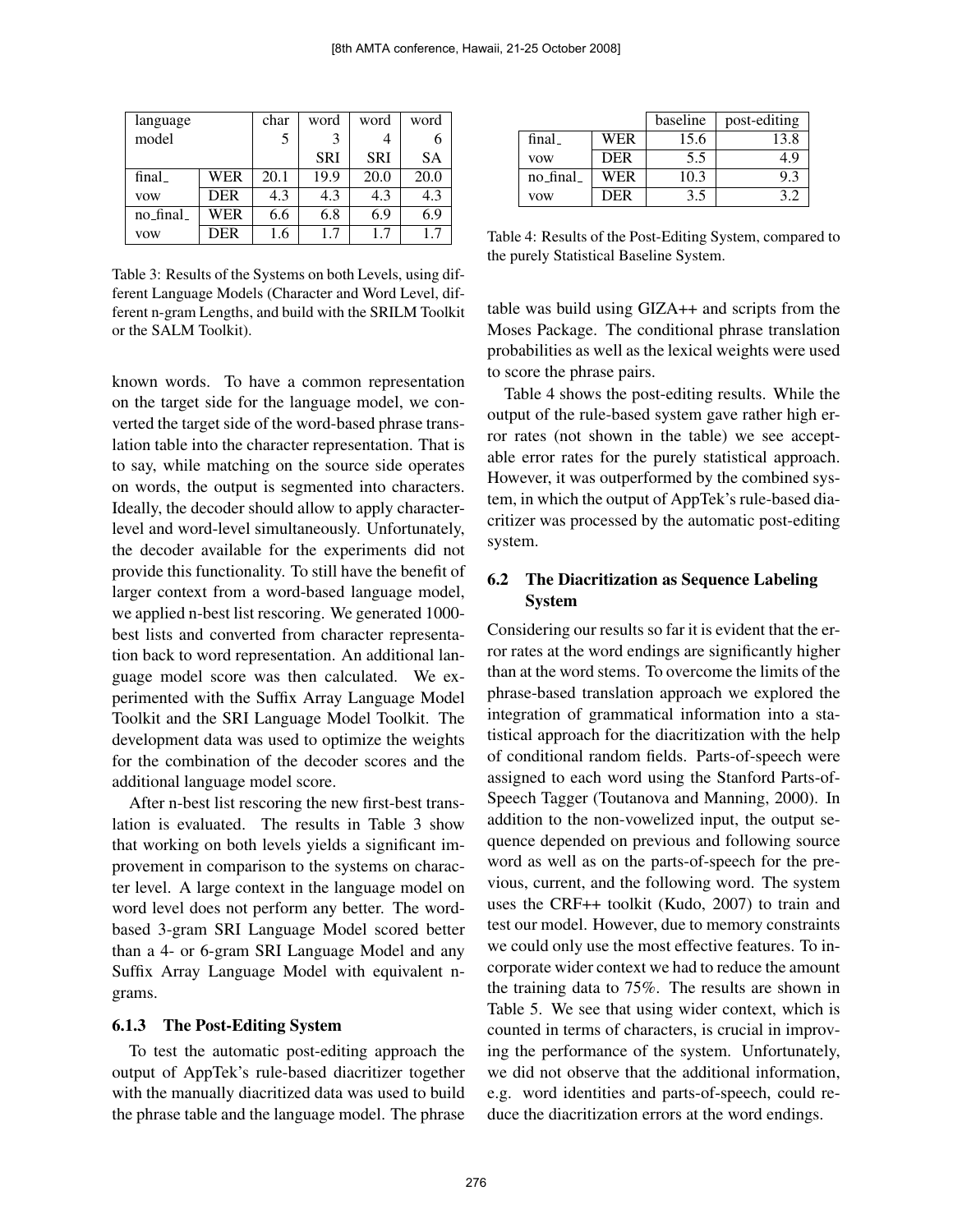| language model | | char 5 | word 3 SRI | word 4 SRI | word 6 SA |
|---|---|---|---|---|---|
| final_ vow | WER | 20.1 | 19.9 | 20.0 | 20.0 |
| | DER | 4.3 | 4.3 | 4.3 | 4.3 |
| no_final_ vow | WER | 6.6 | 6.8 | 6.9 | 6.9 |
| | DER | 1.6 | 1.7 | 1.7 | 1.7 |

Table 3: Results of the Systems on both Levels, using different Language Models (Character and Word Level, different n-gram Lengths, and build with the SRILM Toolkit or the SALM Toolkit).

known words. To have a common representation on the target side for the language model, we converted the target side of the word-based phrase translation table into the character representation. That is to say, while matching on the source side operates on words, the output is segmented into characters. Ideally, the decoder should allow to apply character-level and word-level simultaneously. Unfortunately, the decoder available for the experiments did not provide this functionality. To still have the benefit of larger context from a word-based language model, we applied n-best list rescoring. We generated 1000-best lists and converted from character representation back to word representation. An additional language model score was then calculated. We experimented with the Suffix Array Language Model Toolkit and the SRI Language Model Toolkit. The development data was used to optimize the weights for the combination of the decoder scores and the additional language model score.

After n-best list rescoring the new first-best translation is evaluated. The results in Table 3 show that working on both levels yields a significant improvement in comparison to the systems on character level. A large context in the language model on word level does not perform any better. The word-based 3-gram SRI Language Model scored better than a 4- or 6-gram SRI Language Model and any Suffix Array Language Model with equivalent n-grams.

#### 6.1.3 The Post-Editing System

To test the automatic post-editing approach the output of AppTek's rule-based diacritizer together with the manually diacritized data was used to build the phrase table and the language model. The phrase table was build using GIZA++ and scripts from the Moses Package. The conditional phrase translation probabilities as well as the lexical weights were used to score the phrase pairs.

| | | baseline | post-editing |
|---|---|---|---|
| final_ vow | WER | 15.6 | 13.8 |
| | DER | 5.5 | 4.9 |
| no_final_ vow | WER | 10.3 | 9.3 |
| | DER | 3.5 | 3.2 |

Table 4: Results of the Post-Editing System, compared to the purely Statistical Baseline System.

Table 4 shows the post-editing results. While the output of the rule-based system gave rather high error rates (not shown in the table) we see acceptable error rates for the purely statistical approach. However, it was outperformed by the combined system, in which the output of AppTek's rule-based diacritizer was processed by the automatic post-editing system.

### 6.2 The Diacritization as Sequence Labeling System

Considering our results so far it is evident that the error rates at the word endings are significantly higher than at the word stems. To overcome the limits of the phrase-based translation approach we explored the integration of grammatical information into a statistical approach for the diacritization with the help of conditional random fields. Parts-of-speech were assigned to each word using the Stanford Parts-of-Speech Tagger (Toutanova and Manning, 2000). In addition to the non-vowelized input, the output sequence depended on previous and following source word as well as on the parts-of-speech for the previous, current, and the following word. The system uses the CRF++ toolkit (Kudo, 2007) to train and test our model. However, due to memory constraints we could only use the most effective features. To incorporate wider context we had to reduce the amount the training data to 75%. The results are shown in Table 5. We see that using wider context, which is counted in terms of characters, is crucial in improving the performance of the system. Unfortunately, we did not observe that the additional information, e.g. word identities and parts-of-speech, could reduce the diacritization errors at the word endings.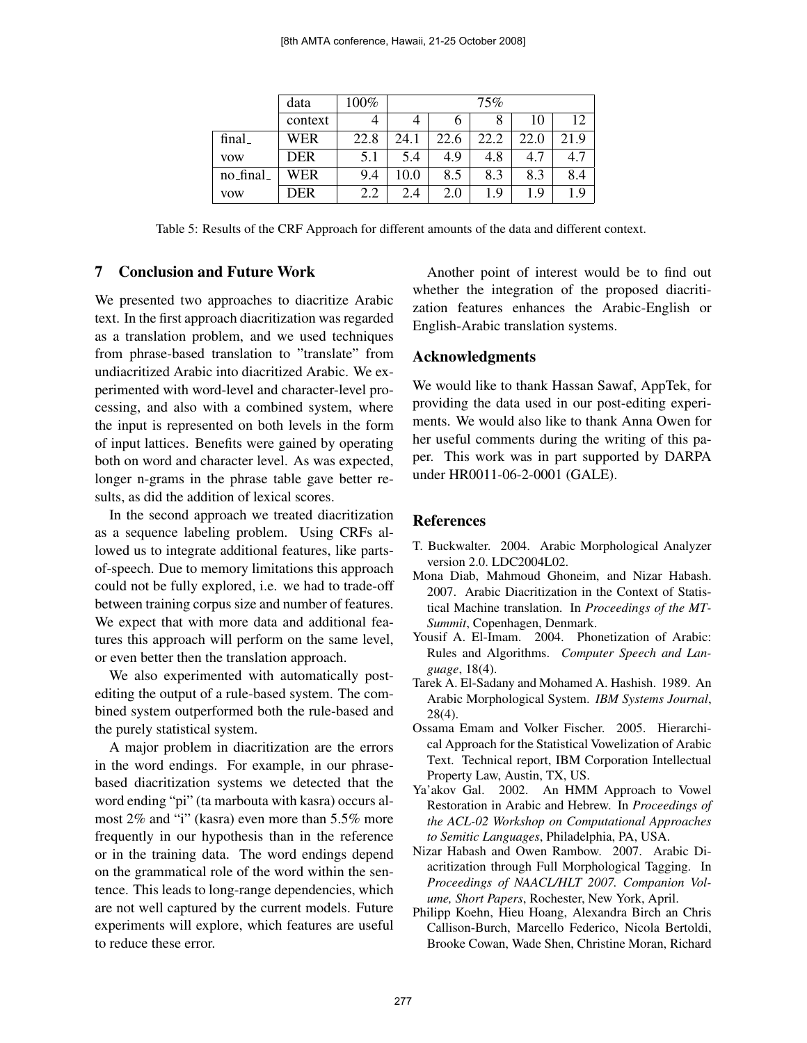| | data | 100% | 75% | | | | |
|---|---|---|---|---|---|---|---|
| | context | 4 | 4 | 6 | 8 | 10 | 12 |
| final_ | WER | 22.8 | 24.1 | 22.6 | 22.2 | 22.0 | 21.9 |
| vow | DER | 5.1 | 5.4 | 4.9 | 4.8 | 4.7 | 4.7 |
| no_final_ | WER | 9.4 | 10.0 | 8.5 | 8.3 | 8.3 | 8.4 |
| vow | DER | 2.2 | 2.4 | 2.0 | 1.9 | 1.9 | 1.9 |

Table 5: Results of the CRF Approach for different amounts of the data and different context.

## 7 Conclusion and Future Work

We presented two approaches to diacritize Arabic text. In the first approach diacritization was regarded as a translation problem, and we used techniques from phrase-based translation to "translate" from undiacritized Arabic into diacritized Arabic. We experimented with word-level and character-level processing, and also with a combined system, where the input is represented on both levels in the form of input lattices. Benefits were gained by operating both on word and character level. As was expected, longer n-grams in the phrase table gave better results, as did the addition of lexical scores.

In the second approach we treated diacritization as a sequence labeling problem. Using CRFs allowed us to integrate additional features, like parts-of-speech. Due to memory limitations this approach could not be fully explored, i.e. we had to trade-off between training corpus size and number of features. We expect that with more data and additional features this approach will perform on the same level, or even better then the translation approach.

We also experimented with automatically post-editing the output of a rule-based system. The combined system outperformed both the rule-based and the purely statistical system.

A major problem in diacritization are the errors in the word endings. For example, in our phrase-based diacritization systems we detected that the word ending "pi" (ta marbouta with kasra) occurs almost 2% and "i" (kasra) even more than 5.5% more frequently in our hypothesis than in the reference or in the training data. The word endings depend on the grammatical role of the word within the sentence. This leads to long-range dependencies, which are not well captured by the current models. Future experiments will explore, which features are useful to reduce these error.

Another point of interest would be to find out whether the integration of the proposed diacritization features enhances the Arabic-English or English-Arabic translation systems.

## Acknowledgments

We would like to thank Hassan Sawaf, AppTek, for providing the data used in our post-editing experiments. We would also like to thank Anna Owen for her useful comments during the writing of this paper. This work was in part supported by DARPA under HR0011-06-2-0001 (GALE).

## References

T. Buckwalter. 2004. Arabic Morphological Analyzer version 2.0. LDC2004L02.

Mona Diab, Mahmoud Ghoneim, and Nizar Habash. 2007. Arabic Diacritization in the Context of Statistical Machine translation. In *Proceedings of the MT-Summit*, Copenhagen, Denmark.

Yousif A. El-Imam. 2004. Phonetization of Arabic: Rules and Algorithms. *Computer Speech and Language*, 18(4).

Tarek A. El-Sadany and Mohamed A. Hashish. 1989. An Arabic Morphological System. *IBM Systems Journal*, 28(4).

Ossama Emam and Volker Fischer. 2005. Hierarchical Approach for the Statistical Vowelization of Arabic Text. Technical report, IBM Corporation Intellectual Property Law, Austin, TX, US.

Ya'akov Gal. 2002. An HMM Approach to Vowel Restoration in Arabic and Hebrew. In *Proceedings of the ACL-02 Workshop on Computational Approaches to Semitic Languages*, Philadelphia, PA, USA.

Nizar Habash and Owen Rambow. 2007. Arabic Diacritization through Full Morphological Tagging. In *Proceedings of NAACL/HLT 2007. Companion Volume, Short Papers*, Rochester, New York, April.

Philipp Koehn, Hieu Hoang, Alexandra Birch an Chris Callison-Burch, Marcello Federico, Nicola Bertoldi, Brooke Cowan, Wade Shen, Christine Moran, Richard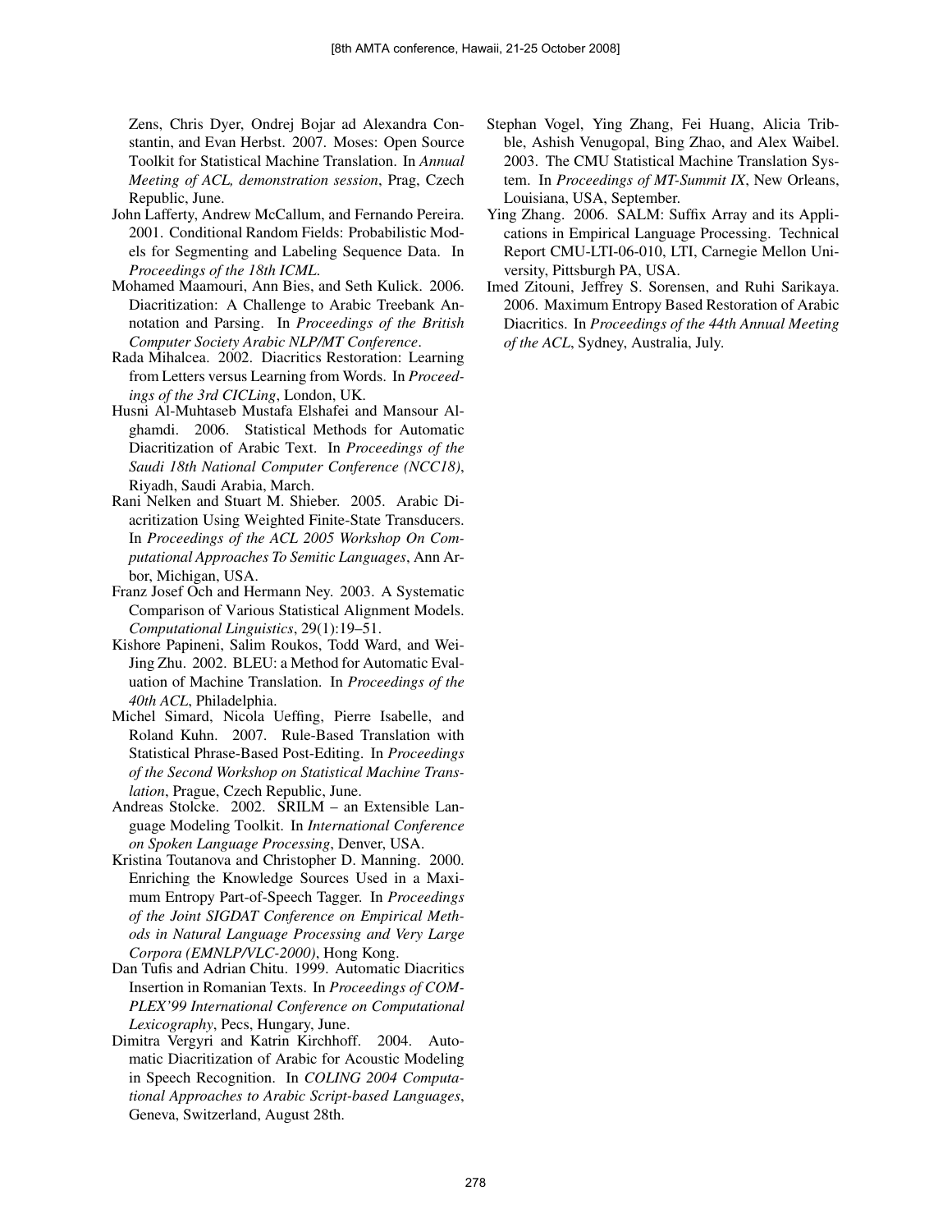Zens, Chris Dyer, Ondrej Bojar ad Alexandra Constantin, and Evan Herbst. 2007. Moses: Open Source Toolkit for Statistical Machine Translation. In *Annual Meeting of ACL, demonstration session*, Prag, Czech Republic, June.

John Lafferty, Andrew McCallum, and Fernando Pereira. 2001. Conditional Random Fields: Probabilistic Models for Segmenting and Labeling Sequence Data. In *Proceedings of the 18th ICML*.

Mohamed Maamouri, Ann Bies, and Seth Kulick. 2006. Diacritization: A Challenge to Arabic Treebank Annotation and Parsing. In *Proceedings of the British Computer Society Arabic NLP/MT Conference*.

Rada Mihalcea. 2002. Diacritics Restoration: Learning from Letters versus Learning from Words. In *Proceedings of the 3rd CICLing*, London, UK.

Husni Al-Muhtaseb Mustafa Elshafei and Mansour Alghamdi. 2006. Statistical Methods for Automatic Diacritization of Arabic Text. In *Proceedings of the Saudi 18th National Computer Conference (NCC18)*, Riyadh, Saudi Arabia, March.

Rani Nelken and Stuart M. Shieber. 2005. Arabic Diacritization Using Weighted Finite-State Transducers. In *Proceedings of the ACL 2005 Workshop On Computational Approaches To Semitic Languages*, Ann Arbor, Michigan, USA.

Franz Josef Och and Hermann Ney. 2003. A Systematic Comparison of Various Statistical Alignment Models. *Computational Linguistics*, 29(1):19–51.

Kishore Papineni, Salim Roukos, Todd Ward, and Wei-Jing Zhu. 2002. BLEU: a Method for Automatic Evaluation of Machine Translation. In *Proceedings of the 40th ACL*, Philadelphia.

Michel Simard, Nicola Ueffing, Pierre Isabelle, and Roland Kuhn. 2007. Rule-Based Translation with Statistical Phrase-Based Post-Editing. In *Proceedings of the Second Workshop on Statistical Machine Translation*, Prague, Czech Republic, June.

Andreas Stolcke. 2002. SRILM – an Extensible Language Modeling Toolkit. In *International Conference on Spoken Language Processing*, Denver, USA.

Kristina Toutanova and Christopher D. Manning. 2000. Enriching the Knowledge Sources Used in a Maximum Entropy Part-of-Speech Tagger. In *Proceedings of the Joint SIGDAT Conference on Empirical Methods in Natural Language Processing and Very Large Corpora (EMNLP/VLC-2000)*, Hong Kong.

Dan Tufis and Adrian Chitu. 1999. Automatic Diacritics Insertion in Romanian Texts. In *Proceedings of COMPLEX'99 International Conference on Computational Lexicography*, Pecs, Hungary, June.

Dimitra Vergyri and Katrin Kirchhoff. 2004. Automatic Diacritization of Arabic for Acoustic Modeling in Speech Recognition. In *COLING 2004 Computational Approaches to Arabic Script-based Languages*, Geneva, Switzerland, August 28th.

Stephan Vogel, Ying Zhang, Fei Huang, Alicia Tribble, Ashish Venugopal, Bing Zhao, and Alex Waibel. 2003. The CMU Statistical Machine Translation System. In *Proceedings of MT-Summit IX*, New Orleans, Louisiana, USA, September.

Ying Zhang. 2006. SALM: Suffix Array and its Applications in Empirical Language Processing. Technical Report CMU-LTI-06-010, LTI, Carnegie Mellon University, Pittsburgh PA, USA.

Imed Zitouni, Jeffrey S. Sorensen, and Ruhi Sarikaya. 2006. Maximum Entropy Based Restoration of Arabic Diacritics. In *Proceedings of the 44th Annual Meeting of the ACL*, Sydney, Australia, July.